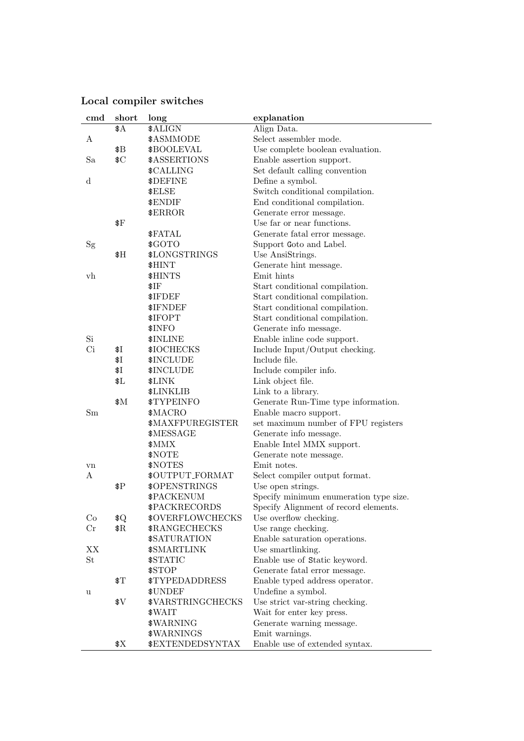### Local compiler switches

| cmd | short | long | explanation |
|---|---|---|---|
| | $A | $ALIGN | Align Data. |
| A | | $ASMMODE | Select assembler mode. |
| | $B | $BOOLEVAL | Use complete boolean evaluation. |
| Sa | $C | $ASSERTIONS | Enable assertion support. |
| | | $CALLING | Set default calling convention |
| d | | $DEFINE | Define a symbol. |
| | | $ELSE | Switch conditional compilation. |
| | | $ENDIF | End conditional compilation. |
| | | $ERROR | Generate error message. |
| | $F | | Use far or near functions. |
| | | $FATAL | Generate fatal error message. |
| Sg | | $GOTO | Support Goto and Label. |
| | $H | $LONGSTRINGS | Use AnsiStrings. |
| | | $HINT | Generate hint message. |
| vh | | $HINTS | Emit hints |
| | | $IF | Start conditional compilation. |
| | | $IFDEF | Start conditional compilation. |
| | | $IFNDEF | Start conditional compilation. |
| | | $IFOPT | Start conditional compilation. |
| | | $INFO | Generate info message. |
| Si | | $INLINE | Enable inline code support. |
| Ci | $I | $IOCHECKS | Include Input/Output checking. |
| | $I | $INCLUDE | Include file. |
| | $I | $INCLUDE | Include compiler info. |
| | $L | $LINK | Link object file. |
| | | $LINKLIB | Link to a library. |
| | $M | $TYPEINFO | Generate Run-Time type information. |
| Sm | | $MACRO | Enable macro support. |
| | | $MAXFPUREGISTER | set maximum number of FPU registers |
| | | $MESSAGE | Generate info message. |
| | | $MMX | Enable Intel MMX support. |
| | | $NOTE | Generate note message. |
| vn | | $NOTES | Emit notes. |
| A | | $OUTPUT_FORMAT | Select compiler output format. |
| | $P | $OPENSTRINGS | Use open strings. |
| | | $PACKENUM | Specify minimum enumeration type size. |
| | | $PACKRECORDS | Specify Alignment of record elements. |
| Co | $Q | $OVERFLOWCHECKS | Use overflow checking. |
| Cr | $R | $RANGECHECKS | Use range checking. |
| | | $SATURATION | Enable saturation operations. |
| XX | | $SMARTLINK | Use smartlinking. |
| St | | $STATIC | Enable use of Static keyword. |
| | | $STOP | Generate fatal error message. |
| | $T | $TYPEDADDRESS | Enable typed address operator. |
| u | | $UNDEF | Undefine a symbol. |
| | $V | $VARSTRINGCHECKS | Use strict var-string checking. |
| | | $WAIT | Wait for enter key press. |
| | | $WARNING | Generate warning message. |
| | | $WARNINGS | Emit warnings. |
| | $X | $EXTENDEDSYNTAX | Enable use of extended syntax. |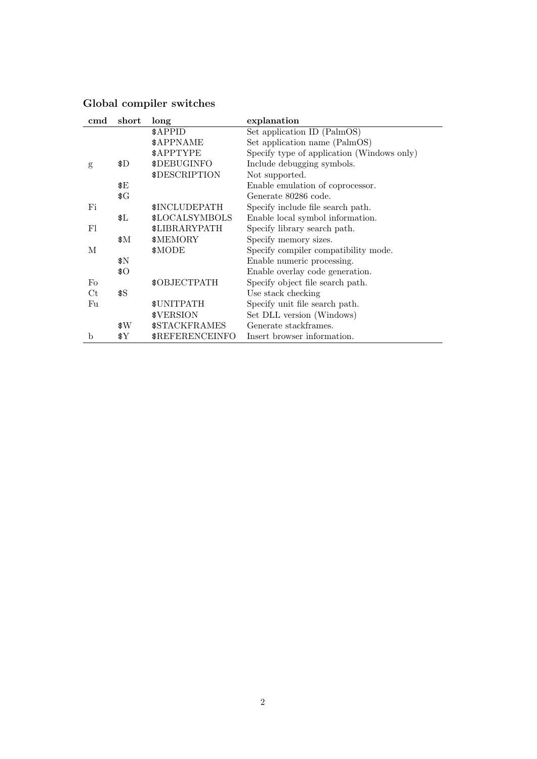## Global compiler switches

| cmd | short | long | explanation |
|---|---|---|---|
| | | $APPID | Set application ID (PalmOS) |
| | | $APPNAME | Set application name (PalmOS) |
| | | $APPTYPE | Specify type of application (Windows only) |
| g | $D | $DEBUGINFO | Include debugging symbols. |
| | | $DESCRIPTION | Not supported. |
| | $E | | Enable emulation of coprocessor. |
| | $G | | Generate 80286 code. |
| Fi | | $INCLUDEPATH | Specify include file search path. |
| | $L | $LOCALSYMBOLS | Enable local symbol information. |
| Fl | | $LIBRARYPATH | Specify library search path. |
| | $M | $MEMORY | Specify memory sizes. |
| M | | $MODE | Specify compiler compatibility mode. |
| | $N | | Enable numeric processing. |
| | $O | | Enable overlay code generation. |
| Fo | | $OBJECTPATH | Specify object file search path. |
| Ct | $S | | Use stack checking |
| Fu | | $UNITPATH | Specify unit file search path. |
| | | $VERSION | Set DLL version (Windows) |
| | $W | $STACKFRAMES | Generate stackframes. |
| b | $Y | $REFERENCEINFO | Insert browser information. |